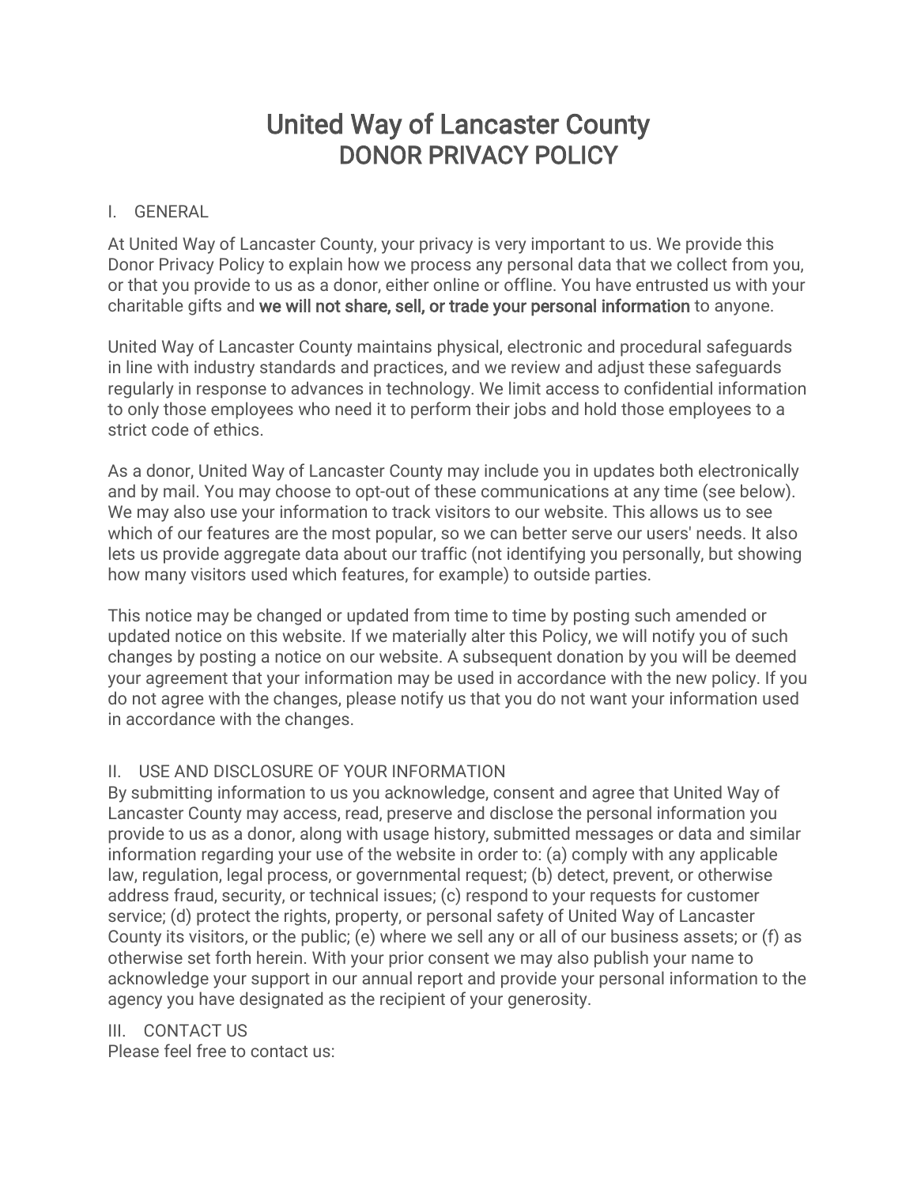# United Way of Lancaster County
# DONOR PRIVACY POLICY

## I. GENERAL

At United Way of Lancaster County, your privacy is very important to us. We provide this Donor Privacy Policy to explain how we process any personal data that we collect from you, or that you provide to us as a donor, either online or offline. You have entrusted us with your charitable gifts and **we will not share, sell, or trade your personal information** to anyone.

United Way of Lancaster County maintains physical, electronic and procedural safeguards in line with industry standards and practices, and we review and adjust these safeguards regularly in response to advances in technology. We limit access to confidential information to only those employees who need it to perform their jobs and hold those employees to a strict code of ethics.

As a donor, United Way of Lancaster County may include you in updates both electronically and by mail. You may choose to opt-out of these communications at any time (see below). We may also use your information to track visitors to our website. This allows us to see which of our features are the most popular, so we can better serve our users' needs. It also lets us provide aggregate data about our traffic (not identifying you personally, but showing how many visitors used which features, for example) to outside parties.

This notice may be changed or updated from time to time by posting such amended or updated notice on this website. If we materially alter this Policy, we will notify you of such changes by posting a notice on our website. A subsequent donation by you will be deemed your agreement that your information may be used in accordance with the new policy. If you do not agree with the changes, please notify us that you do not want your information used in accordance with the changes.

## II. USE AND DISCLOSURE OF YOUR INFORMATION

By submitting information to us you acknowledge, consent and agree that United Way of Lancaster County may access, read, preserve and disclose the personal information you provide to us as a donor, along with usage history, submitted messages or data and similar information regarding your use of the website in order to: (a) comply with any applicable law, regulation, legal process, or governmental request; (b) detect, prevent, or otherwise address fraud, security, or technical issues; (c) respond to your requests for customer service; (d) protect the rights, property, or personal safety of United Way of Lancaster County its visitors, or the public; (e) where we sell any or all of our business assets; or (f) as otherwise set forth herein. With your prior consent we may also publish your name to acknowledge your support in our annual report and provide your personal information to the agency you have designated as the recipient of your generosity.

## III. CONTACT US

Please feel free to contact us: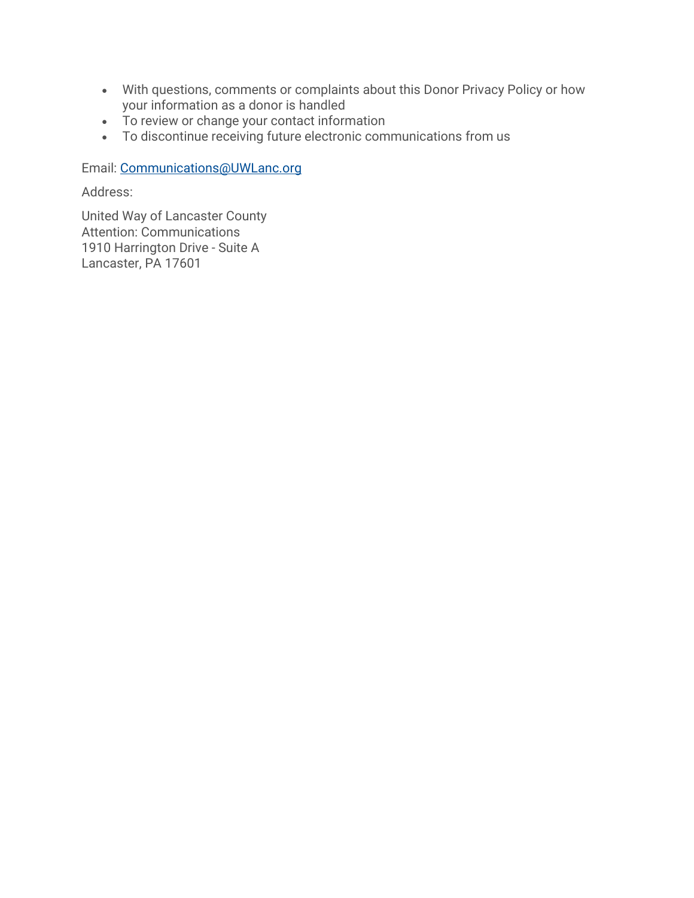- With questions, comments or complaints about this Donor Privacy Policy or how your information as a donor is handled
- To review or change your contact information
- To discontinue receiving future electronic communications from us

Email: Communications@UWLanc.org

Address:

United Way of Lancaster County
Attention: Communications
1910 Harrington Drive - Suite A
Lancaster, PA 17601